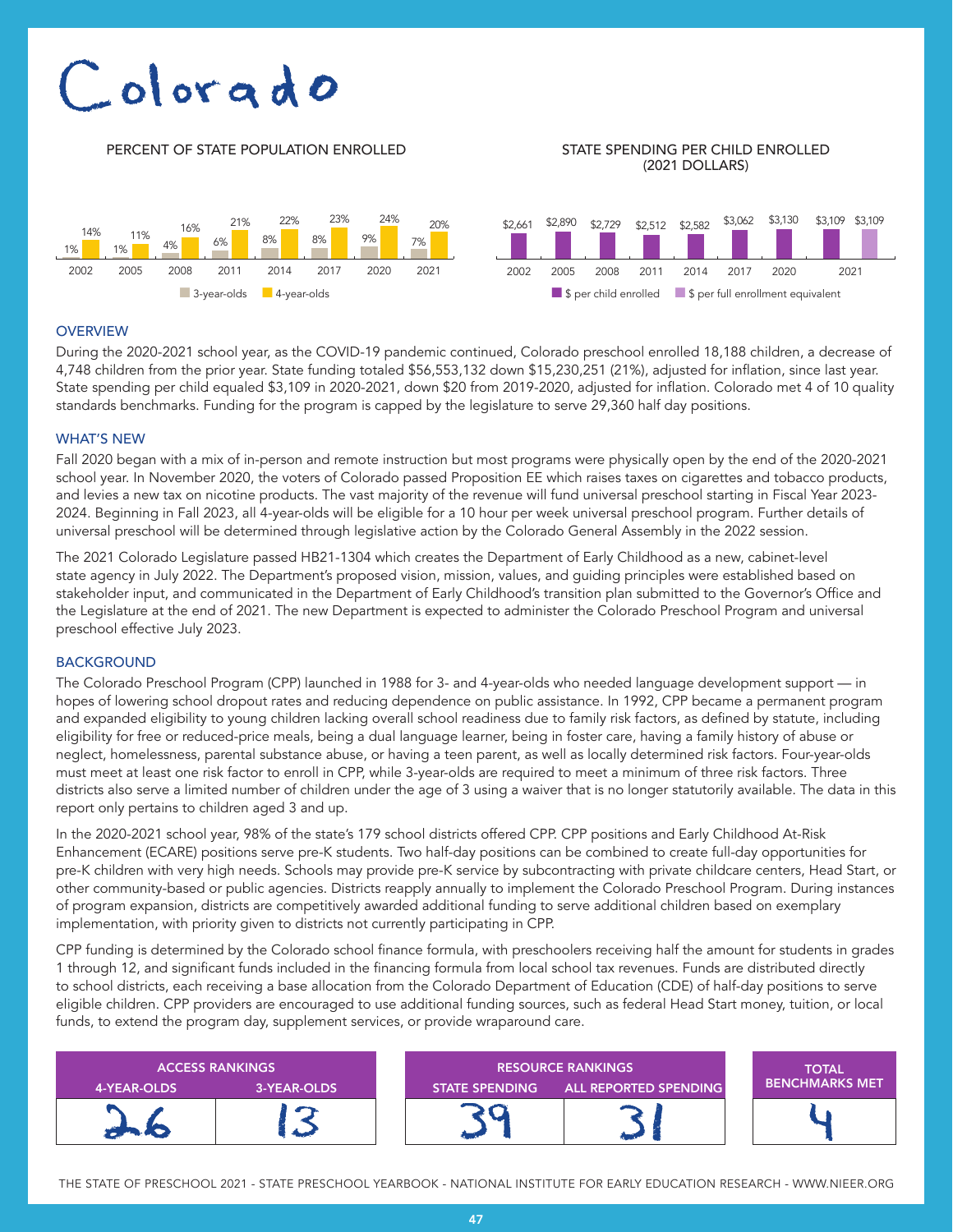# Colorado

## PERCENT OF STATE POPULATION ENROLLED

| Year | 3-year-olds | 4-year-olds |
|---|---|---|
| 2002 | 1% | 14% |
| 2005 | 1% | 11% |
| 2008 | 4% | 16% |
| 2011 | 6% | 21% |
| 2014 | 8% | 22% |
| 2017 | 8% | 23% |
| 2020 | 9% | 24% |
| 2021 | 7% | 20% |

## STATE SPENDING PER CHILD ENROLLED (2021 DOLLARS)

| Year | $ per child enrolled | $ per full enrollment equivalent |
|---|---|---|
| 2002 | $2,661 | |
| 2005 | $2,890 | |
| 2008 | $2,729 | |
| 2011 | $2,512 | |
| 2014 | $2,582 | |
| 2017 | $3,062 | |
| 2020 | $3,130 | |
| 2021 | $3,109 | $3,109 |

## OVERVIEW

During the 2020-2021 school year, as the COVID-19 pandemic continued, Colorado preschool enrolled 18,188 children, a decrease of 4,748 children from the prior year. State funding totaled $56,553,132 down $15,230,251 (21%), adjusted for inflation, since last year. State spending per child equaled $3,109 in 2020-2021, down $20 from 2019-2020, adjusted for inflation. Colorado met 4 of 10 quality standards benchmarks. Funding for the program is capped by the legislature to serve 29,360 half day positions.

## WHAT'S NEW

Fall 2020 began with a mix of in-person and remote instruction but most programs were physically open by the end of the 2020-2021 school year. In November 2020, the voters of Colorado passed Proposition EE which raises taxes on cigarettes and tobacco products, and levies a new tax on nicotine products. The vast majority of the revenue will fund universal preschool starting in Fiscal Year 2023-2024. Beginning in Fall 2023, all 4-year-olds will be eligible for a 10 hour per week universal preschool program. Further details of universal preschool will be determined through legislative action by the Colorado General Assembly in the 2022 session.

The 2021 Colorado Legislature passed HB21-1304 which creates the Department of Early Childhood as a new, cabinet-level state agency in July 2022. The Department's proposed vision, mission, values, and guiding principles were established based on stakeholder input, and communicated in the Department of Early Childhood's transition plan submitted to the Governor's Office and the Legislature at the end of 2021. The new Department is expected to administer the Colorado Preschool Program and universal preschool effective July 2023.

## BACKGROUND

The Colorado Preschool Program (CPP) launched in 1988 for 3- and 4-year-olds who needed language development support — in hopes of lowering school dropout rates and reducing dependence on public assistance. In 1992, CPP became a permanent program and expanded eligibility to young children lacking overall school readiness due to family risk factors, as defined by statute, including eligibility for free or reduced-price meals, being a dual language learner, being in foster care, having a family history of abuse or neglect, homelessness, parental substance abuse, or having a teen parent, as well as locally determined risk factors. Four-year-olds must meet at least one risk factor to enroll in CPP, while 3-year-olds are required to meet a minimum of three risk factors. Three districts also serve a limited number of children under the age of 3 using a waiver that is no longer statutorily available. The data in this report only pertains to children aged 3 and up.

In the 2020-2021 school year, 98% of the state's 179 school districts offered CPP. CPP positions and Early Childhood At-Risk Enhancement (ECARE) positions serve pre-K students. Two half-day positions can be combined to create full-day opportunities for pre-K children with very high needs. Schools may provide pre-K service by subcontracting with private childcare centers, Head Start, or other community-based or public agencies. Districts reapply annually to implement the Colorado Preschool Program. During instances of program expansion, districts are competitively awarded additional funding to serve additional children based on exemplary implementation, with priority given to districts not currently participating in CPP.

CPP funding is determined by the Colorado school finance formula, with preschoolers receiving half the amount for students in grades 1 through 12, and significant funds included in the financing formula from local school tax revenues. Funds are distributed directly to school districts, each receiving a base allocation from the Colorado Department of Education (CDE) of half-day positions to serve eligible children. CPP providers are encouraged to use additional funding sources, such as federal Head Start money, tuition, or local funds, to extend the program day, supplement services, or provide wraparound care.

| ACCESS RANKINGS | | RESOURCE RANKINGS | | TOTAL BENCHMARKS MET |
|---|---|---|---|---|
| 4-YEAR-OLDS | 3-YEAR-OLDS | STATE SPENDING | ALL REPORTED SPENDING | |
| 26 | 13 | 39 | 31 | 4 |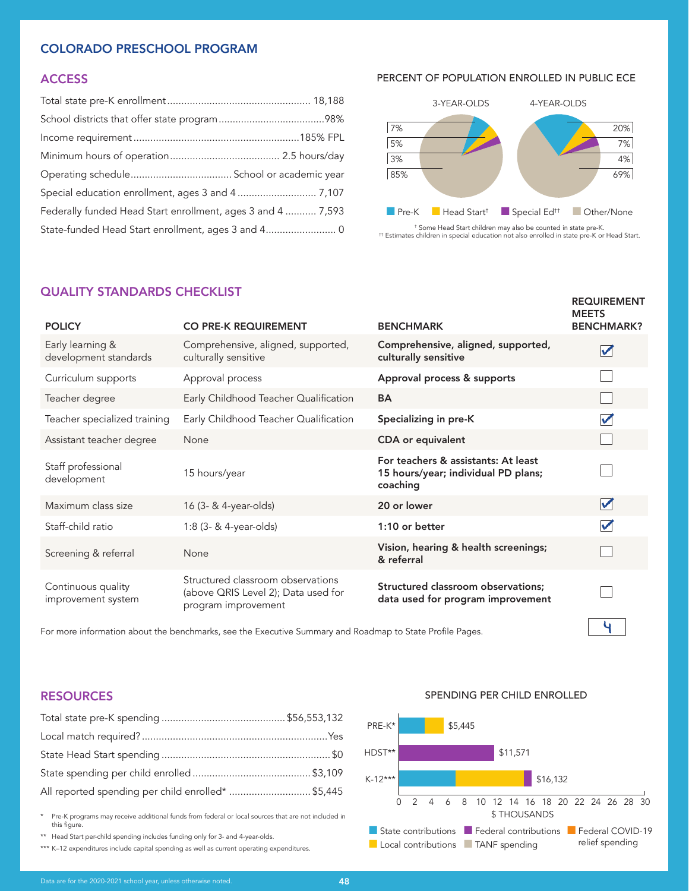## COLORADO PRESCHOOL PROGRAM

### ACCESS

Total state pre-K enrollment .................................................. 18,188

School districts that offer state program .....................................98%

Income requirement ..........................................................185% FPL

Minimum hours of operation....................................... 2.5 hours/day

Operating schedule.................................... School or academic year

Special education enrollment, ages 3 and 4 ............................ 7,107

Federally funded Head Start enrollment, ages 3 and 4 ........... 7,593

State-funded Head Start enrollment, ages 3 and 4......................... 0

PERCENT OF POPULATION ENROLLED IN PUBLIC ECE

3-YEAR-OLDS

7%
5%
3%
85%

4-YEAR-OLDS

20%
7%
4%
69%

Pre-K Head Start† Special Ed†† Other/None

† Some Head Start children may also be counted in state pre-K.
†† Estimates children in special education not also enrolled in state pre-K or Head Start.

### QUALITY STANDARDS CHECKLIST

| POLICY | CO PRE-K REQUIREMENT | BENCHMARK | REQUIREMENT MEETS BENCHMARK? |
|---|---|---|---|
| Early learning & development standards | Comprehensive, aligned, supported, culturally sensitive | **Comprehensive, aligned, supported, culturally sensitive** | ☑ |
| Curriculum supports | Approval process | **Approval process & supports** | ☐ |
| Teacher degree | Early Childhood Teacher Qualification | **BA** | ☐ |
| Teacher specialized training | Early Childhood Teacher Qualification | **Specializing in pre-K** | ☑ |
| Assistant teacher degree | None | **CDA or equivalent** | ☐ |
| Staff professional development | 15 hours/year | **For teachers & assistants: At least 15 hours/year; individual PD plans; coaching** | ☐ |
| Maximum class size | 16 (3- & 4-year-olds) | **20 or lower** | ☑ |
| Staff-child ratio | 1:8 (3- & 4-year-olds) | **1:10 or better** | ☑ |
| Screening & referral | None | **Vision, hearing & health screenings; & referral** | ☐ |
| Continuous quality improvement system | Structured classroom observations (above QRIS Level 2); Data used for program improvement | **Structured classroom observations; data used for program improvement** | ☐ |
| | | | 4 |

For more information about the benchmarks, see the Executive Summary and Roadmap to State Profile Pages.

### RESOURCES

Total state pre-K spending ........................................... $56,553,132

Local match required? .................................................................Yes

State Head Start spending ............................................................ $0

State spending per child enrolled .......................................... $3,109

All reported spending per child enrolled* ............................. $5,445

\* Pre-K programs may receive additional funds from federal or local sources that are not included in this figure.

** Head Start per-child spending includes funding only for 3- and 4-year-olds.

*** K–12 expenditures include capital spending as well as current operating expenditures.

SPENDING PER CHILD ENROLLED

PRE-K* $5,445

HDST** $11,571

K-12*** $16,132

0 2 4 6 8 10 12 14 16 18 20 22 24 26 28 30

$ THOUSANDS

State contributions, Local contributions, Federal contributions, TANF spending, Federal COVID-19 relief spending

Data are for the 2020-2021 school year, unless otherwise noted.